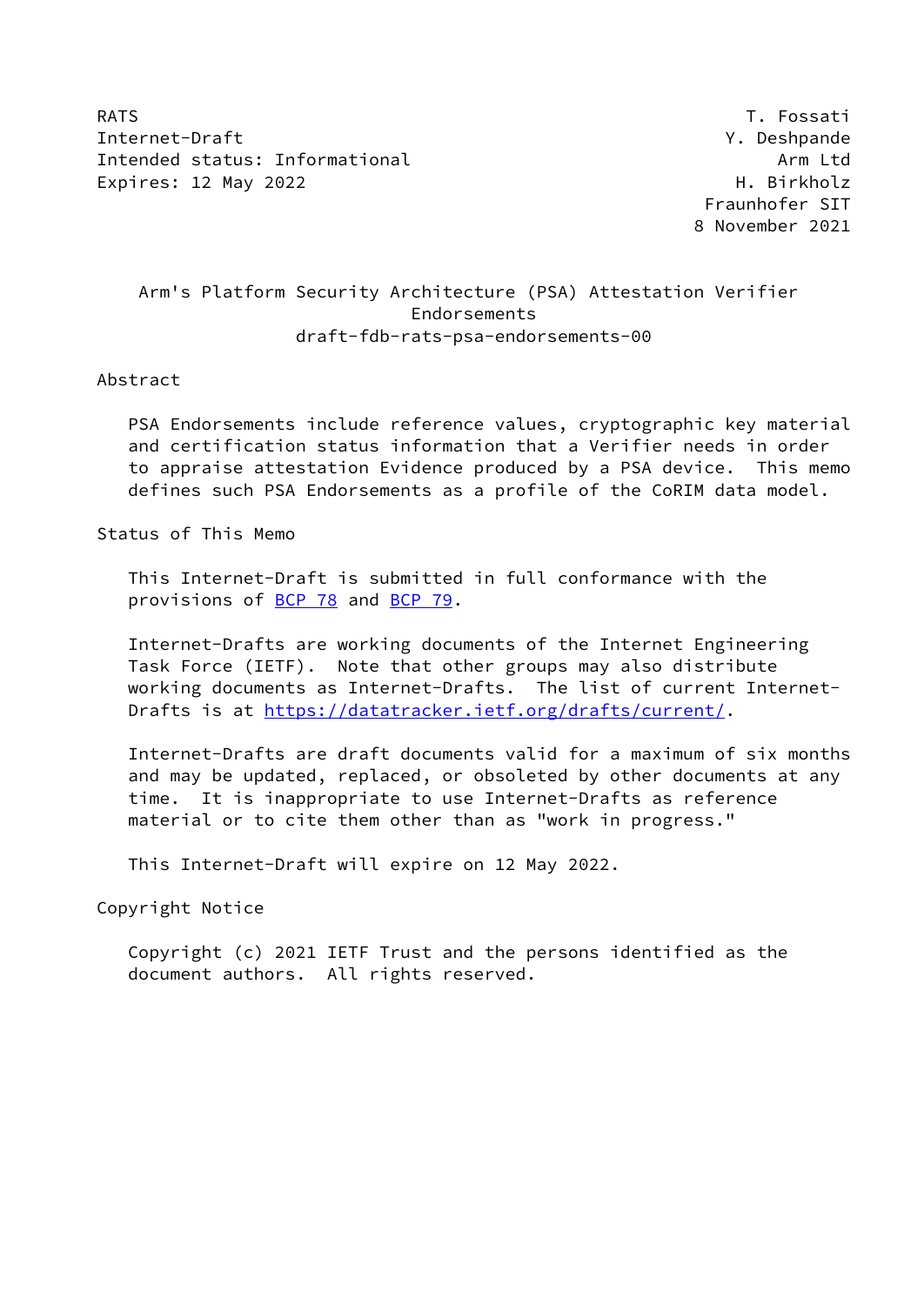RATS T. Fossati
Internet-Draft Y. Deshpande
Intended status: Informational Arm Ltd
Expires: 12 May 2022 H. Birkholz
Fraunhofer SIT
8 November 2021

# Arm's Platform Security Architecture (PSA) Attestation Verifier Endorsements
draft-fdb-rats-psa-endorsements-00

## Abstract

PSA Endorsements include reference values, cryptographic key material and certification status information that a Verifier needs in order to appraise attestation Evidence produced by a PSA device. This memo defines such PSA Endorsements as a profile of the CoRIM data model.

## Status of This Memo

This Internet-Draft is submitted in full conformance with the provisions of BCP 78 and BCP 79.

Internet-Drafts are working documents of the Internet Engineering Task Force (IETF). Note that other groups may also distribute working documents as Internet-Drafts. The list of current Internet-Drafts is at https://datatracker.ietf.org/drafts/current/.

Internet-Drafts are draft documents valid for a maximum of six months and may be updated, replaced, or obsoleted by other documents at any time. It is inappropriate to use Internet-Drafts as reference material or to cite them other than as "work in progress."

This Internet-Draft will expire on 12 May 2022.

## Copyright Notice

Copyright (c) 2021 IETF Trust and the persons identified as the document authors. All rights reserved.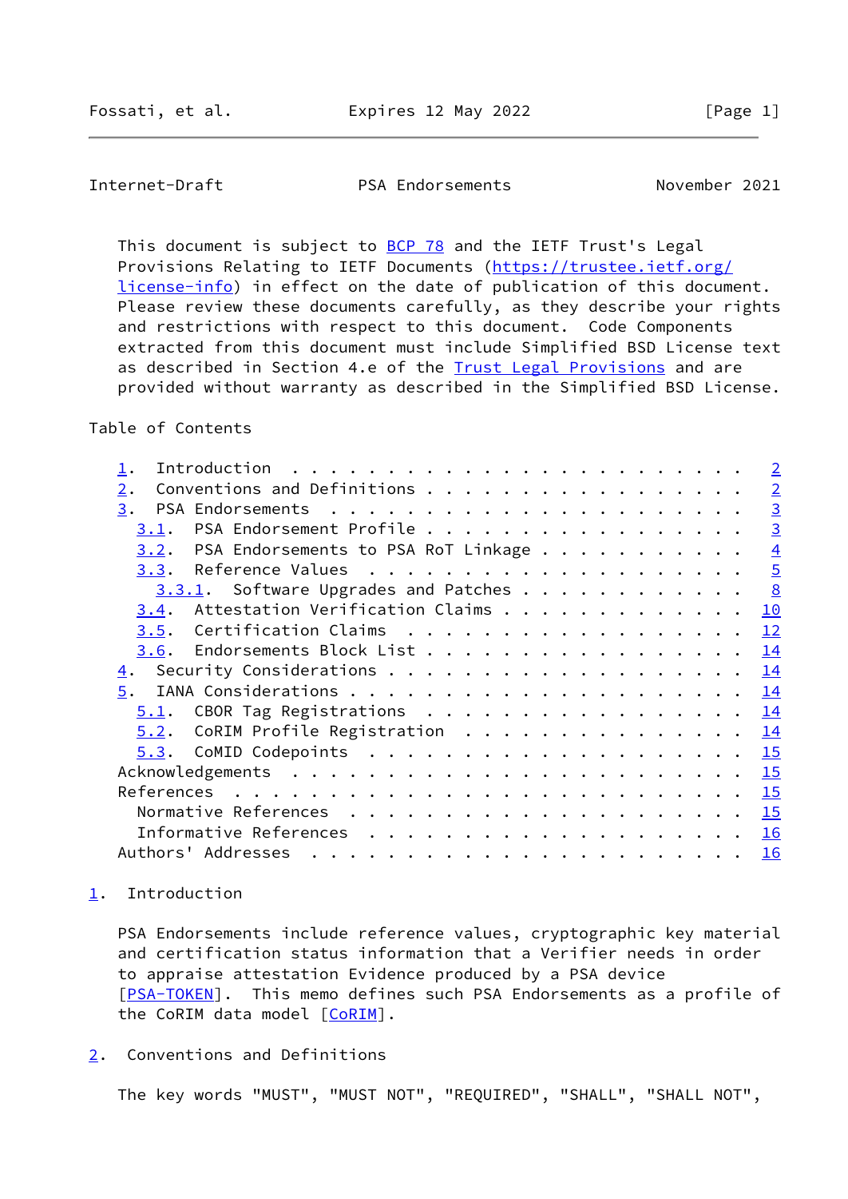This document is subject to BCP 78 and the IETF Trust's Legal Provisions Relating to IETF Documents (https://trustee.ietf.org/license-info) in effect on the date of publication of this document. Please review these documents carefully, as they describe your rights and restrictions with respect to this document. Code Components extracted from this document must include Simplified BSD License text as described in Section 4.e of the Trust Legal Provisions and are provided without warranty as described in the Simplified BSD License.

## Table of Contents

- 1. Introduction . . . . . . . . . . . . . . . . . . . . . . . . 2
- 2. Conventions and Definitions . . . . . . . . . . . . . . . . . 2
- 3. PSA Endorsements . . . . . . . . . . . . . . . . . . . . . . 3
  - 3.1. PSA Endorsement Profile . . . . . . . . . . . . . . . . . 3
  - 3.2. PSA Endorsements to PSA RoT Linkage . . . . . . . . . . . 4
  - 3.3. Reference Values . . . . . . . . . . . . . . . . . . . . 5
    - 3.3.1. Software Upgrades and Patches . . . . . . . . . . . . 8
  - 3.4. Attestation Verification Claims . . . . . . . . . . . . . 10
  - 3.5. Certification Claims . . . . . . . . . . . . . . . . . . 12
  - 3.6. Endorsements Block List . . . . . . . . . . . . . . . . . 14
- 4. Security Considerations . . . . . . . . . . . . . . . . . . . 14
- 5. IANA Considerations . . . . . . . . . . . . . . . . . . . . . 14
  - 5.1. CBOR Tag Registrations . . . . . . . . . . . . . . . . . 14
  - 5.2. CoRIM Profile Registration . . . . . . . . . . . . . . . 14
  - 5.3. CoMID Codepoints . . . . . . . . . . . . . . . . . . . . 15
- Acknowledgements . . . . . . . . . . . . . . . . . . . . . . . . 15
- References . . . . . . . . . . . . . . . . . . . . . . . . . . . 15
  - Normative References . . . . . . . . . . . . . . . . . . . . 15
  - Informative References . . . . . . . . . . . . . . . . . . . 16
- Authors' Addresses . . . . . . . . . . . . . . . . . . . . . . . 16

## 1. Introduction

PSA Endorsements include reference values, cryptographic key material and certification status information that a Verifier needs in order to appraise attestation Evidence produced by a PSA device [PSA-TOKEN]. This memo defines such PSA Endorsements as a profile of the CoRIM data model [CoRIM].

## 2. Conventions and Definitions

The key words "MUST", "MUST NOT", "REQUIRED", "SHALL", "SHALL NOT",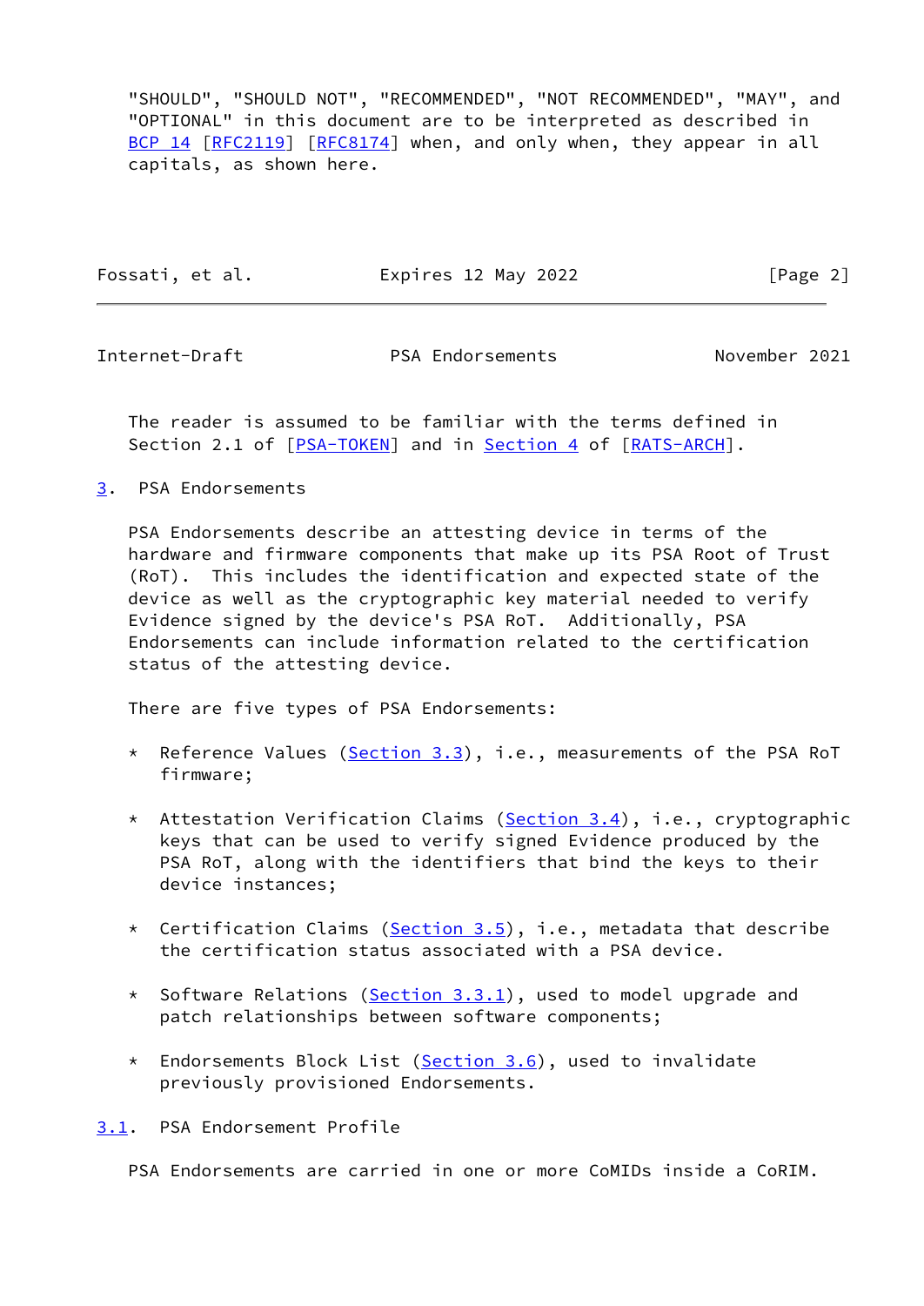"SHOULD", "SHOULD NOT", "RECOMMENDED", "NOT RECOMMENDED", "MAY", and "OPTIONAL" in this document are to be interpreted as described in BCP 14 [RFC2119] [RFC8174] when, and only when, they appear in all capitals, as shown here.

The reader is assumed to be familiar with the terms defined in Section 2.1 of [PSA-TOKEN] and in Section 4 of [RATS-ARCH].

## 3. PSA Endorsements

PSA Endorsements describe an attesting device in terms of the hardware and firmware components that make up its PSA Root of Trust (RoT). This includes the identification and expected state of the device as well as the cryptographic key material needed to verify Evidence signed by the device's PSA RoT. Additionally, PSA Endorsements can include information related to the certification status of the attesting device.

There are five types of PSA Endorsements:

* Reference Values (Section 3.3), i.e., measurements of the PSA RoT firmware;
* Attestation Verification Claims (Section 3.4), i.e., cryptographic keys that can be used to verify signed Evidence produced by the PSA RoT, along with the identifiers that bind the keys to their device instances;
* Certification Claims (Section 3.5), i.e., metadata that describe the certification status associated with a PSA device.
* Software Relations (Section 3.3.1), used to model upgrade and patch relationships between software components;
* Endorsements Block List (Section 3.6), used to invalidate previously provisioned Endorsements.

### 3.1. PSA Endorsement Profile

PSA Endorsements are carried in one or more CoMIDs inside a CoRIM.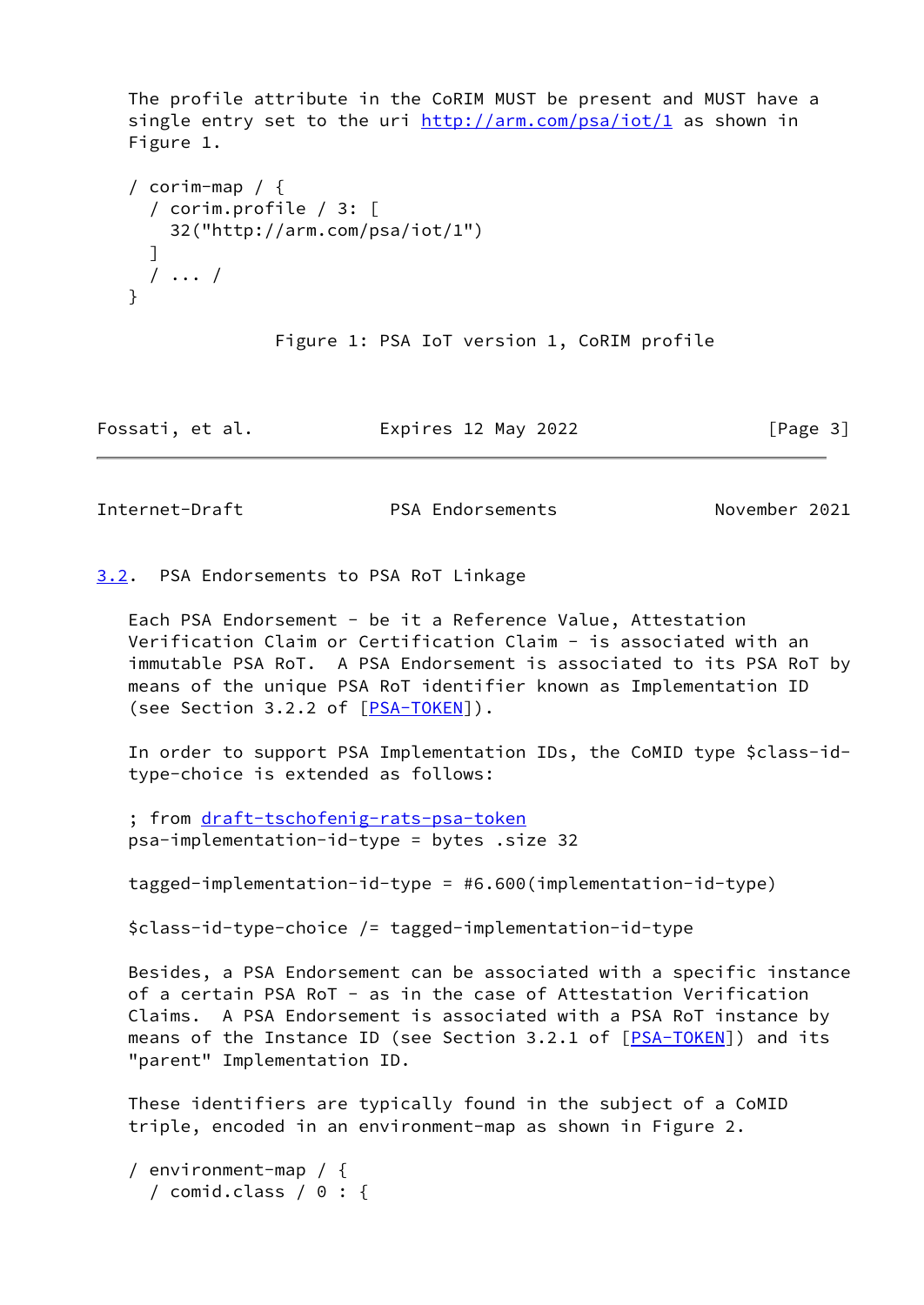The profile attribute in the CoRIM MUST be present and MUST have a single entry set to the uri http://arm.com/psa/iot/1 as shown in Figure 1.

```
/ corim-map / {
  / corim.profile / 3: [
    32("http://arm.com/psa/iot/1")
  ]
  / ... /
}
```

Figure 1: PSA IoT version 1, CoRIM profile

### 3.2. PSA Endorsements to PSA RoT Linkage

Each PSA Endorsement - be it a Reference Value, Attestation Verification Claim or Certification Claim - is associated with an immutable PSA RoT. A PSA Endorsement is associated to its PSA RoT by means of the unique PSA RoT identifier known as Implementation ID (see Section 3.2.2 of [PSA-TOKEN]).

In order to support PSA Implementation IDs, the CoMID type $class-id-type-choice is extended as follows:

```
; from draft-tschofenig-rats-psa-token
psa-implementation-id-type = bytes .size 32

tagged-implementation-id-type = #6.600(implementation-id-type)

$class-id-type-choice /= tagged-implementation-id-type
```

Besides, a PSA Endorsement can be associated with a specific instance of a certain PSA RoT - as in the case of Attestation Verification Claims. A PSA Endorsement is associated with a PSA RoT instance by means of the Instance ID (see Section 3.2.1 of [PSA-TOKEN]) and its "parent" Implementation ID.

These identifiers are typically found in the subject of a CoMID triple, encoded in an environment-map as shown in Figure 2.

```
/ environment-map / {
  / comid.class / 0 : {
```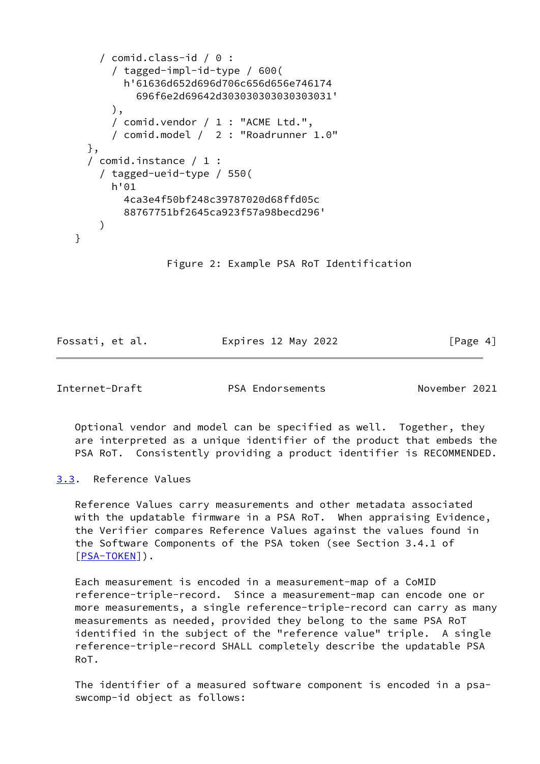```
      / comid.class-id / 0 :
        / tagged-impl-id-type / 600(
          h'61636d652d696d706c656d656e746174
            696f6e2d69642d303030303030303031'
        ),
        / comid.vendor / 1 : "ACME Ltd.",
        / comid.model /  2 : "Roadrunner 1.0"
    },
    / comid.instance / 1 :
      / tagged-ueid-type / 550(
        h'01
          4ca3e4f50bf248c39787020d68ffd05c
          88767751bf2645ca923f57a98becd296'
      )
  }
```

Figure 2: Example PSA RoT Identification

Optional vendor and model can be specified as well. Together, they are interpreted as a unique identifier of the product that embeds the PSA RoT. Consistently providing a product identifier is RECOMMENDED.

## 3.3. Reference Values

Reference Values carry measurements and other metadata associated with the updatable firmware in a PSA RoT. When appraising Evidence, the Verifier compares Reference Values against the values found in the Software Components of the PSA token (see Section 3.4.1 of [PSA-TOKEN]).

Each measurement is encoded in a measurement-map of a CoMID reference-triple-record. Since a measurement-map can encode one or more measurements, a single reference-triple-record can carry as many measurements as needed, provided they belong to the same PSA RoT identified in the subject of the "reference value" triple. A single reference-triple-record SHALL completely describe the updatable PSA RoT.

The identifier of a measured software component is encoded in a psa-swcomp-id object as follows: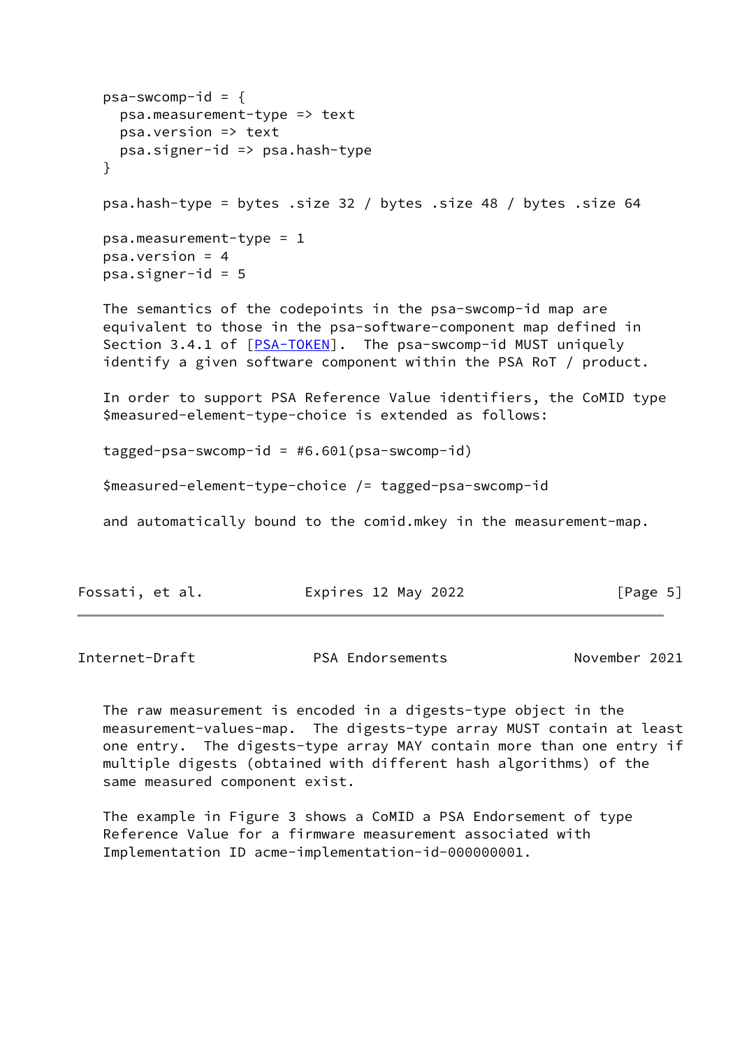```
psa-swcomp-id = {
  psa.measurement-type => text
  psa.version => text
  psa.signer-id => psa.hash-type
}

psa.hash-type = bytes .size 32 / bytes .size 48 / bytes .size 64

psa.measurement-type = 1
psa.version = 4
psa.signer-id = 5
```

The semantics of the codepoints in the psa-swcomp-id map are equivalent to those in the psa-software-component map defined in Section 3.4.1 of [PSA-TOKEN]. The psa-swcomp-id MUST uniquely identify a given software component within the PSA RoT / product.

In order to support PSA Reference Value identifiers, the CoMID type $measured-element-type-choice is extended as follows:

```
tagged-psa-swcomp-id = #6.601(psa-swcomp-id)

$measured-element-type-choice /= tagged-psa-swcomp-id
```

and automatically bound to the comid.mkey in the measurement-map.

The raw measurement is encoded in a digests-type object in the measurement-values-map. The digests-type array MUST contain at least one entry. The digests-type array MAY contain more than one entry if multiple digests (obtained with different hash algorithms) of the same measured component exist.

The example in Figure 3 shows a CoMID a PSA Endorsement of type Reference Value for a firmware measurement associated with Implementation ID acme-implementation-id-000000001.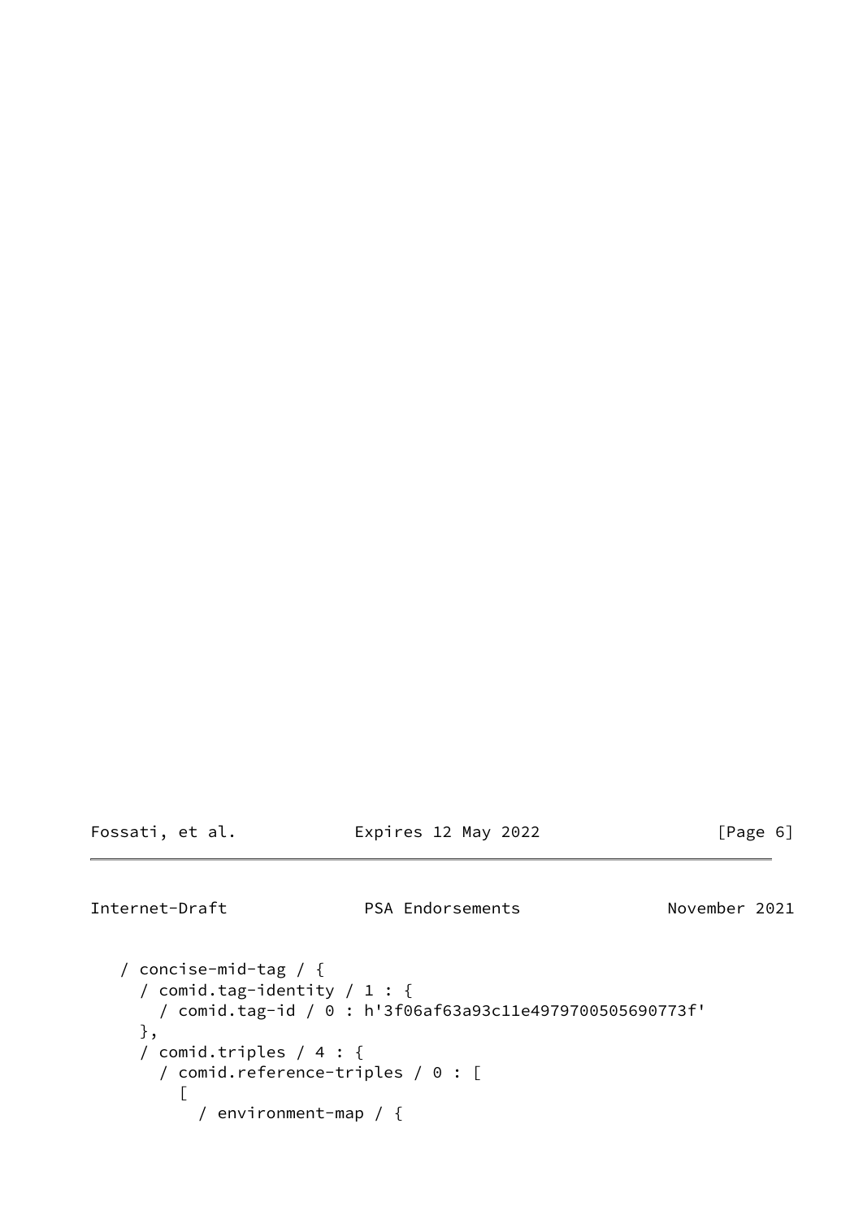```
   / concise-mid-tag / {
     / comid.tag-identity / 1 : {
       / comid.tag-id / 0 : h'3f06af63a93c11e4979700505690773f'
     },
     / comid.triples / 4 : {
       / comid.reference-triples / 0 : [
         [
           / environment-map / {
```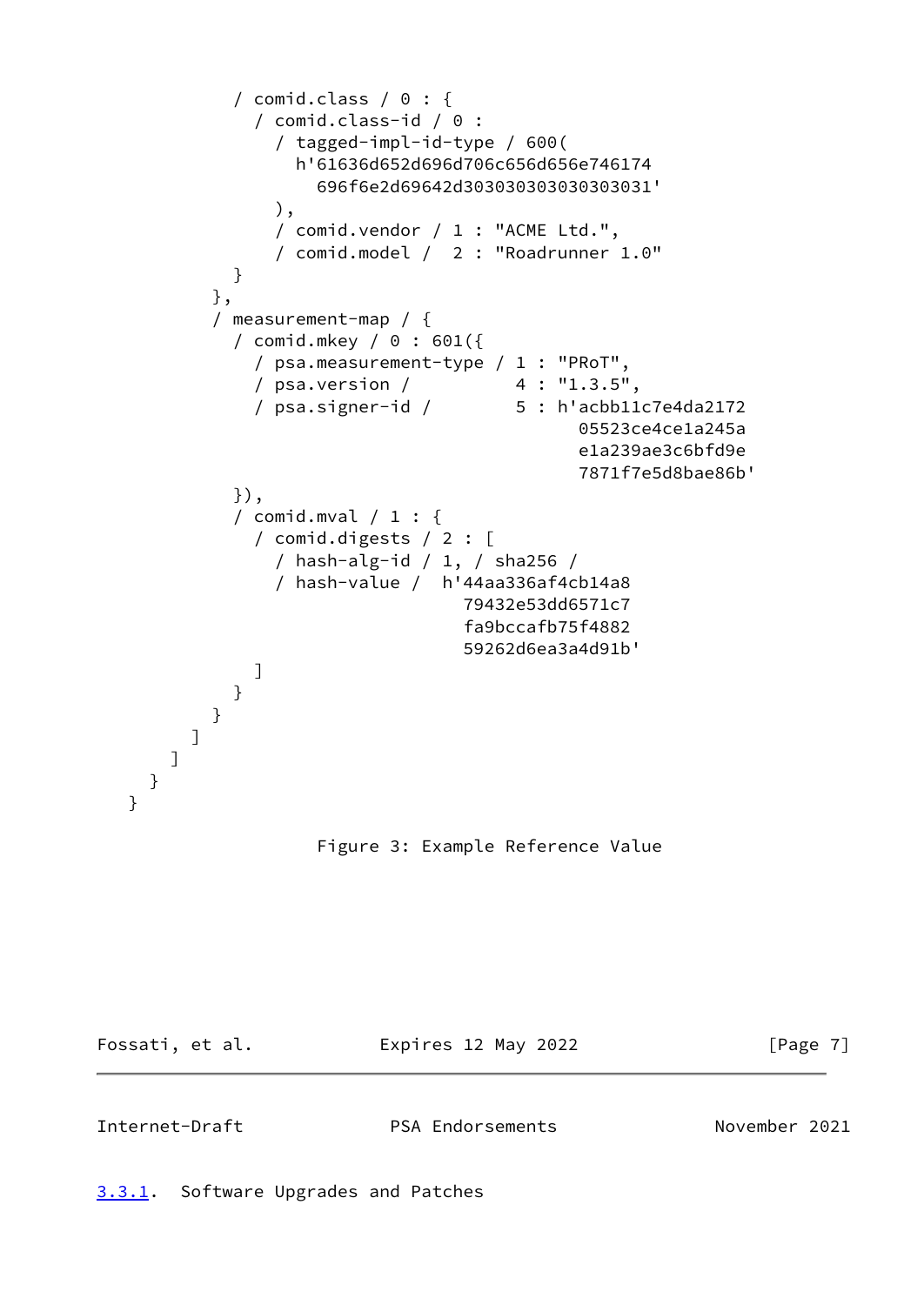```
          / comid.class / 0 : {
            / comid.class-id / 0 :
              / tagged-impl-id-type / 600(
                h'61636d652d696d706c656d656e746174
                  696f6e2d69642d303030303030303031'
              ),
              / comid.vendor / 1 : "ACME Ltd.",
              / comid.model /  2 : "Roadrunner 1.0"
            }
          },
          / measurement-map / {
            / comid.mkey / 0 : 601({
              / psa.measurement-type / 1 : "PRoT",
              / psa.version /          4 : "1.3.5",
              / psa.signer-id /        5 : h'acbb11c7e4da2172
                                             05523ce4ce1a245a
                                             e1a239ae3c6bfd9e
                                             7871f7e5d8bae86b'
            }),
            / comid.mval / 1 : {
              / comid.digests / 2 : [
                / hash-alg-id / 1, / sha256 /
                / hash-value /  h'44aa336af4cb14a8
                                  79432e53dd6571c7
                                  fa9bccafb75f4882
                                  59262d6ea3a4d91b'
              ]
            }
          }
        ]
      ]
    }
  }
```

Figure 3: Example Reference Value

#### 3.3.1. Software Upgrades and Patches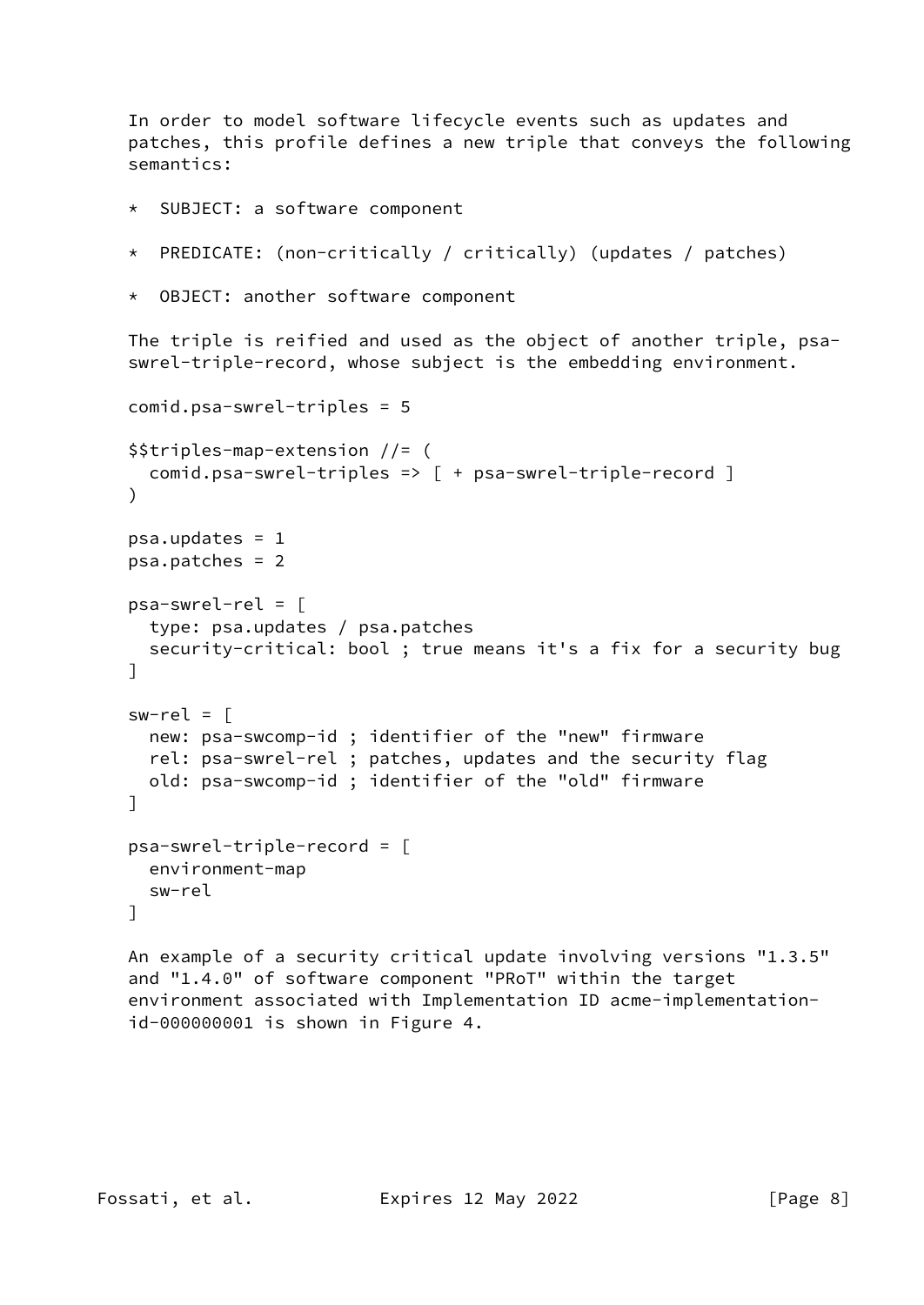In order to model software lifecycle events such as updates and patches, this profile defines a new triple that conveys the following semantics:

* SUBJECT: a software component
* PREDICATE: (non-critically / critically) (updates / patches)
* OBJECT: another software component

The triple is reified and used as the object of another triple, psa-swrel-triple-record, whose subject is the embedding environment.

```
comid.psa-swrel-triples = 5

$$triples-map-extension //= (
  comid.psa-swrel-triples => [ + psa-swrel-triple-record ]
)

psa.updates = 1
psa.patches = 2

psa-swrel-rel = [
  type: psa.updates / psa.patches
  security-critical: bool ; true means it's a fix for a security bug
]

sw-rel = [
  new: psa-swcomp-id ; identifier of the "new" firmware
  rel: psa-swrel-rel ; patches, updates and the security flag
  old: psa-swcomp-id ; identifier of the "old" firmware
]

psa-swrel-triple-record = [
  environment-map
  sw-rel
]
```

An example of a security critical update involving versions "1.3.5" and "1.4.0" of software component "PRoT" within the target environment associated with Implementation ID acme-implementation-id-000000001 is shown in Figure 4.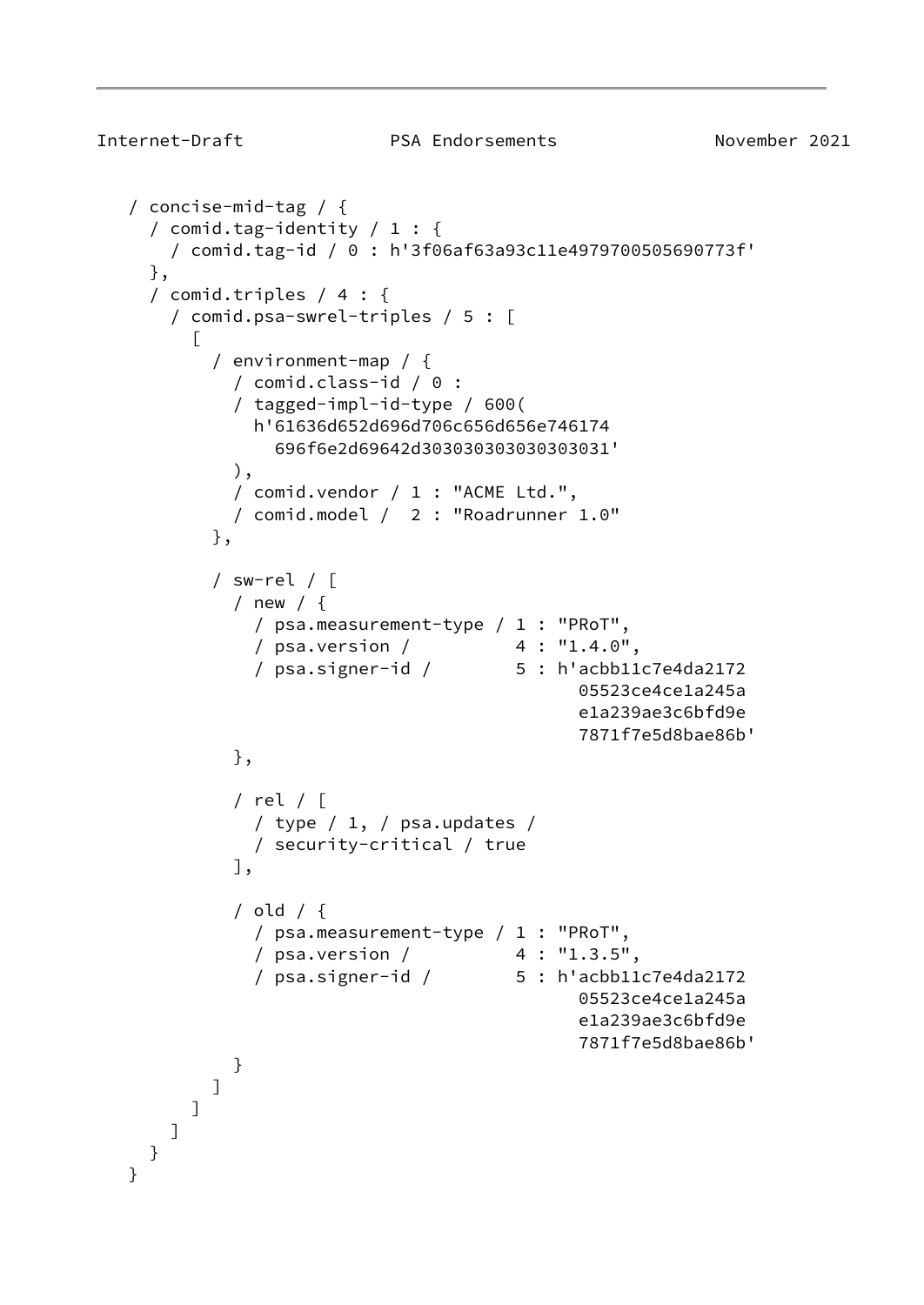```
/ concise-mid-tag / {
  / comid.tag-identity / 1 : {
    / comid.tag-id / 0 : h'3f06af63a93c11e4979700505690773f'
  },
  / comid.triples / 4 : {
    / comid.psa-swrel-triples / 5 : [
      [
        / environment-map / {
          / comid.class-id / 0 :
          / tagged-impl-id-type / 600(
            h'61636d652d696d706c656d656e746174
              696f6e2d69642d303030303030303031'
          ),
          / comid.vendor / 1 : "ACME Ltd.",
          / comid.model /  2 : "Roadrunner 1.0"
        },

        / sw-rel / [
          / new / {
            / psa.measurement-type / 1 : "PRoT",
            / psa.version /          4 : "1.4.0",
            / psa.signer-id /        5 : h'acbb11c7e4da2172
                                           05523ce4ce1a245a
                                           e1a239ae3c6bfd9e
                                           7871f7e5d8bae86b'
          },

          / rel / [
            / type / 1, / psa.updates /
            / security-critical / true
          ],

          / old / {
            / psa.measurement-type / 1 : "PRoT",
            / psa.version /          4 : "1.3.5",
            / psa.signer-id /        5 : h'acbb11c7e4da2172
                                           05523ce4ce1a245a
                                           e1a239ae3c6bfd9e
                                           7871f7e5d8bae86b'
          }
        ]
      ]
    ]
  }
}
```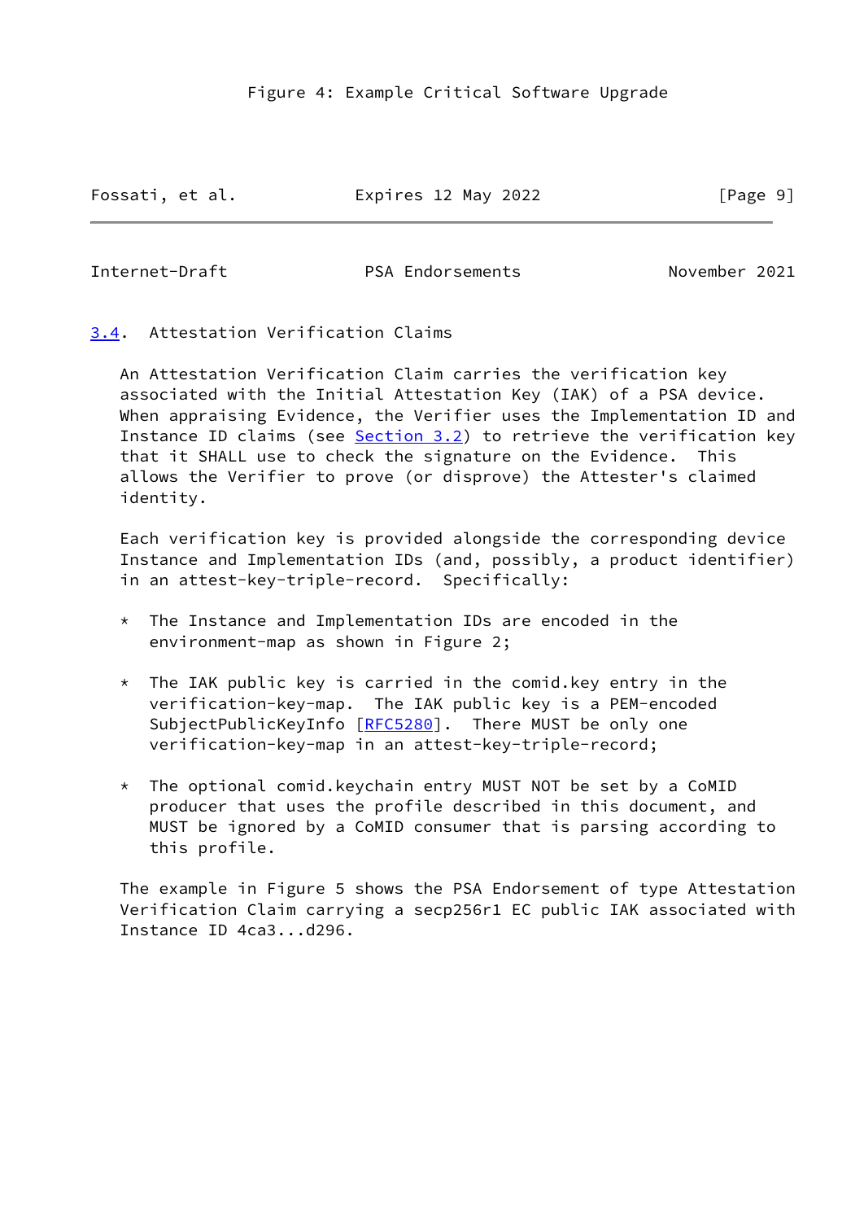Figure 4: Example Critical Software Upgrade

### 3.4. Attestation Verification Claims

An Attestation Verification Claim carries the verification key associated with the Initial Attestation Key (IAK) of a PSA device. When appraising Evidence, the Verifier uses the Implementation ID and Instance ID claims (see Section 3.2) to retrieve the verification key that it SHALL use to check the signature on the Evidence. This allows the Verifier to prove (or disprove) the Attester's claimed identity.

Each verification key is provided alongside the corresponding device Instance and Implementation IDs (and, possibly, a product identifier) in an attest-key-triple-record. Specifically:

* The Instance and Implementation IDs are encoded in the environment-map as shown in Figure 2;

* The IAK public key is carried in the comid.key entry in the verification-key-map. The IAK public key is a PEM-encoded SubjectPublicKeyInfo [RFC5280]. There MUST be only one verification-key-map in an attest-key-triple-record;

* The optional comid.keychain entry MUST NOT be set by a CoMID producer that uses the profile described in this document, and MUST be ignored by a CoMID consumer that is parsing according to this profile.

The example in Figure 5 shows the PSA Endorsement of type Attestation Verification Claim carrying a secp256r1 EC public IAK associated with Instance ID 4ca3...d296.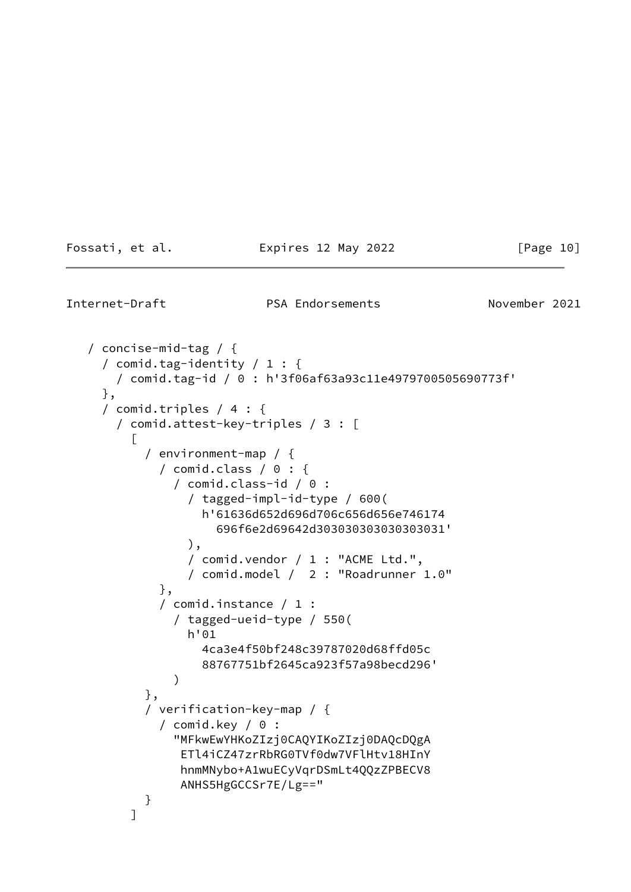```
   / concise-mid-tag / {
     / comid.tag-identity / 1 : {
       / comid.tag-id / 0 : h'3f06af63a93c11e4979700505690773f'
     },
     / comid.triples / 4 : {
       / comid.attest-key-triples / 3 : [
         [
           / environment-map / {
             / comid.class / 0 : {
               / comid.class-id / 0 :
                 / tagged-impl-id-type / 600(
                   h'61636d652d696d706c656d656e746174
                     696f6e2d69642d303030303030303031'
                 ),
                 / comid.vendor / 1 : "ACME Ltd.",
                 / comid.model /  2 : "Roadrunner 1.0"
             },
             / comid.instance / 1 :
               / tagged-ueid-type / 550(
                 h'01
                   4ca3e4f50bf248c39787020d68ffd05c
                   88767751bf2645ca923f57a98becd296'
               )
           },
           / verification-key-map / {
             / comid.key / 0 :
               "MFkwEwYHKoZIzj0CAQYIKoZIzj0DAQcDQgA
                ETl4iCZ47zrRbRG0TVf0dw7VFlHtv18HInY
                hnmMNybo+A1wuECyVqrDSmLt4QQzZPBECV8
                ANHS5HgGCCSr7E/Lg=="
           }
         ]
```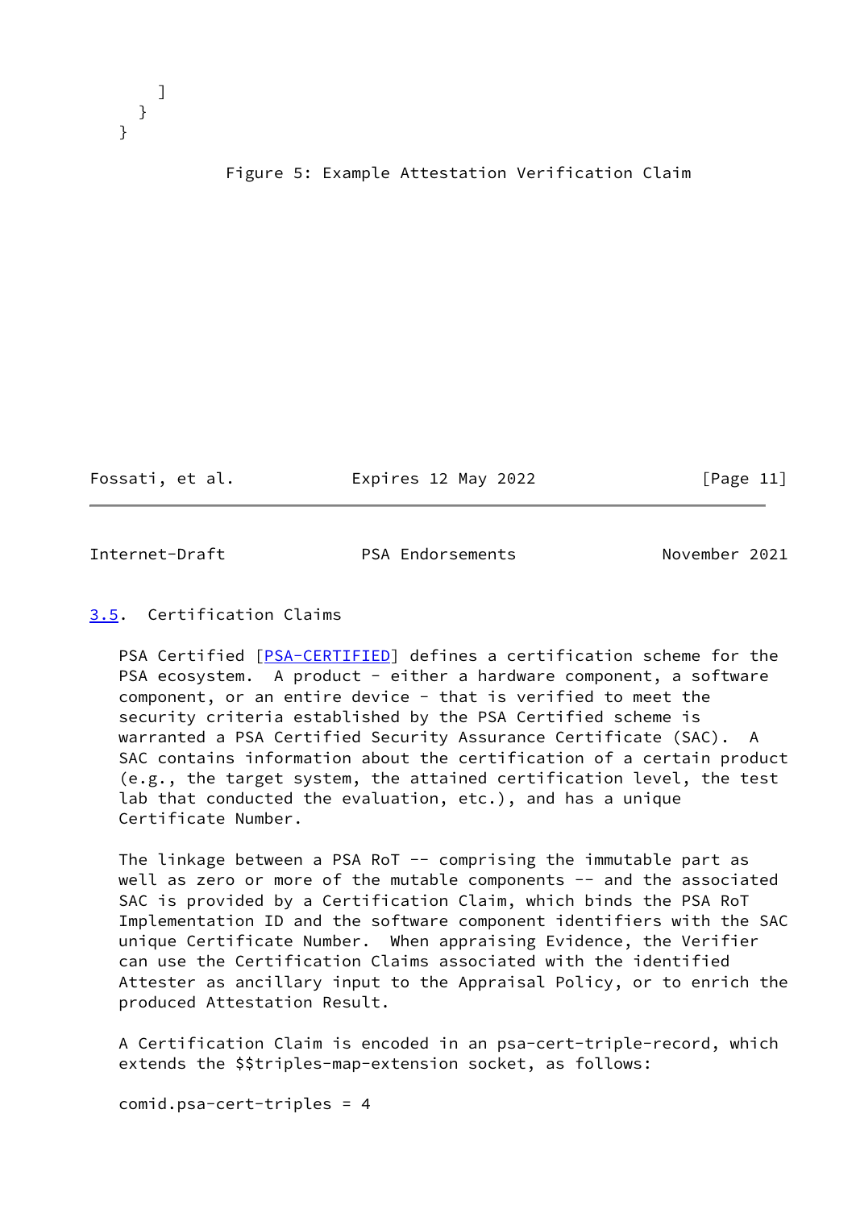```
      ]
    }
  }
```

Figure 5: Example Attestation Verification Claim

## 3.5. Certification Claims

PSA Certified [PSA-CERTIFIED] defines a certification scheme for the PSA ecosystem. A product - either a hardware component, a software component, or an entire device - that is verified to meet the security criteria established by the PSA Certified scheme is warranted a PSA Certified Security Assurance Certificate (SAC). A SAC contains information about the certification of a certain product (e.g., the target system, the attained certification level, the test lab that conducted the evaluation, etc.), and has a unique Certificate Number.

The linkage between a PSA RoT -- comprising the immutable part as well as zero or more of the mutable components -- and the associated SAC is provided by a Certification Claim, which binds the PSA RoT Implementation ID and the software component identifiers with the SAC unique Certificate Number. When appraising Evidence, the Verifier can use the Certification Claims associated with the identified Attester as ancillary input to the Appraisal Policy, or to enrich the produced Attestation Result.

A Certification Claim is encoded in an psa-cert-triple-record, which extends the $$triples-map-extension socket, as follows:

```
comid.psa-cert-triples = 4
```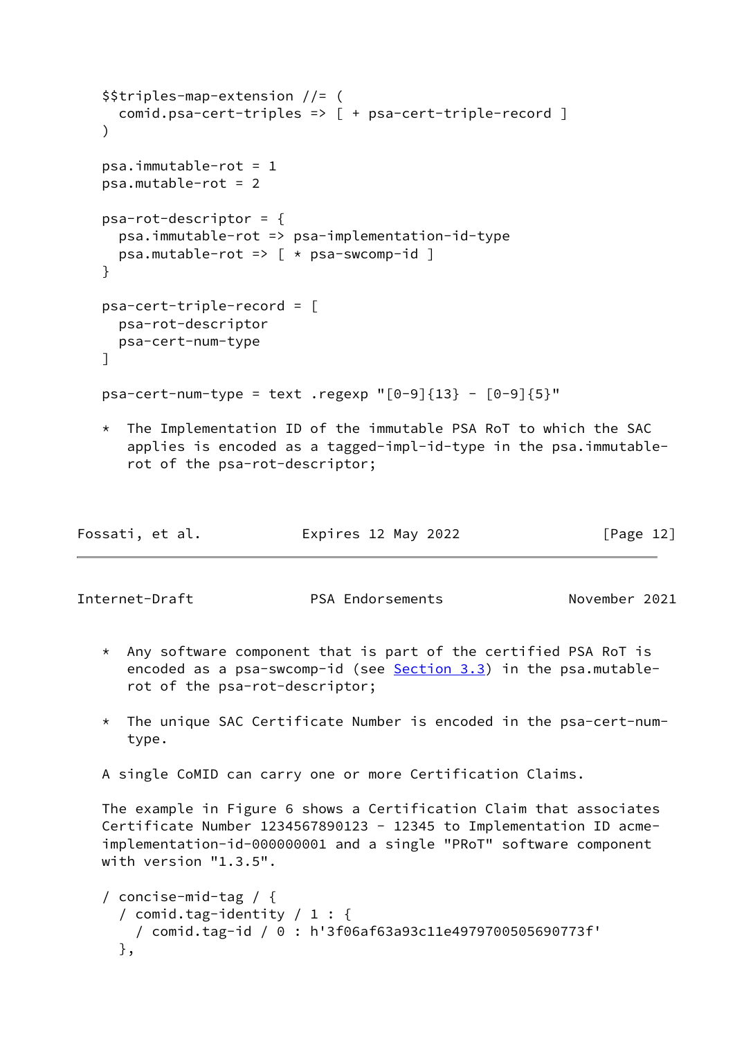```
$$triples-map-extension //= (
  comid.psa-cert-triples => [ + psa-cert-triple-record ]
)

psa.immutable-rot = 1
psa.mutable-rot = 2

psa-rot-descriptor = {
  psa.immutable-rot => psa-implementation-id-type
  psa.mutable-rot => [ * psa-swcomp-id ]
}

psa-cert-triple-record = [
  psa-rot-descriptor
  psa-cert-num-type
]

psa-cert-num-type = text .regexp "[0-9]{13} - [0-9]{5}"
```

* The Implementation ID of the immutable PSA RoT to which the SAC applies is encoded as a tagged-impl-id-type in the psa.immutable-rot of the psa-rot-descriptor;

* Any software component that is part of the certified PSA RoT is encoded as a psa-swcomp-id (see Section 3.3) in the psa.mutable-rot of the psa-rot-descriptor;

* The unique SAC Certificate Number is encoded in the psa-cert-num-type.

A single CoMID can carry one or more Certification Claims.

The example in Figure 6 shows a Certification Claim that associates Certificate Number 1234567890123 - 12345 to Implementation ID acme-implementation-id-000000001 and a single "PRoT" software component with version "1.3.5".

```
/ concise-mid-tag / {
  / comid.tag-identity / 1 : {
    / comid.tag-id / 0 : h'3f06af63a93c11e4979700505690773f'
  },
```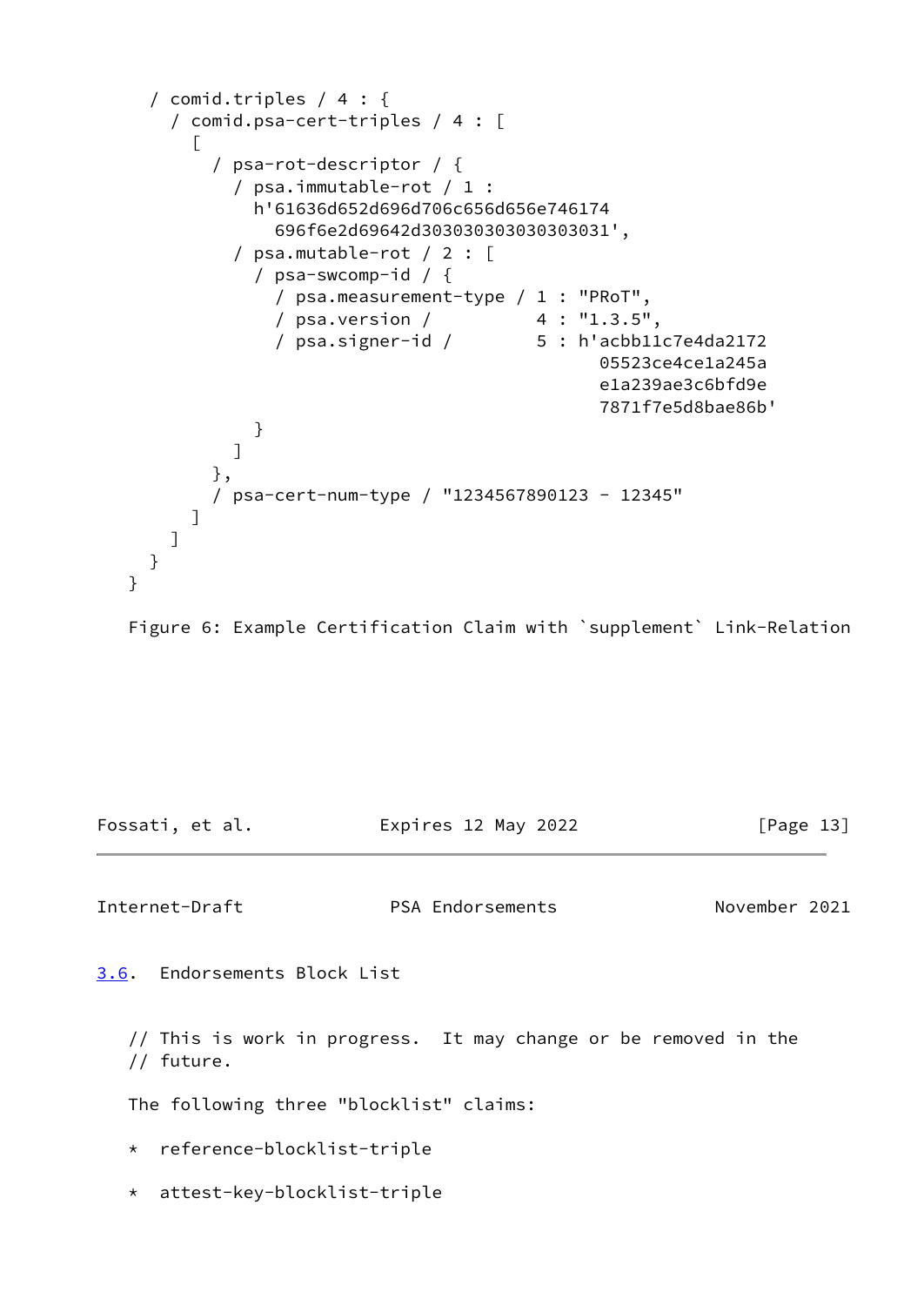```
      / comid.triples / 4 : {
        / comid.psa-cert-triples / 4 : [
          [
            / psa-rot-descriptor / {
              / psa.immutable-rot / 1 :
                h'61636d652d696d706c656d656e746174
                  696f6e2d69642d303030303030303031',
              / psa.mutable-rot / 2 : [
                / psa-swcomp-id / {
                  / psa.measurement-type / 1 : "PRoT",
                  / psa.version /          4 : "1.3.5",
                  / psa.signer-id /        5 : h'acbb11c7e4da2172
                                                 05523ce4ce1a245a
                                                 e1a239ae3c6bfd9e
                                                 7871f7e5d8bae86b'
                }
              ]
            },
            / psa-cert-num-type / "1234567890123 - 12345"
          ]
        ]
      }
    }
```

Figure 6: Example Certification Claim with `supplement` Link-Relation

## 3.6. Endorsements Block List

// This is work in progress. It may change or be removed in the
// future.

The following three "blocklist" claims:

* reference-blocklist-triple

* attest-key-blocklist-triple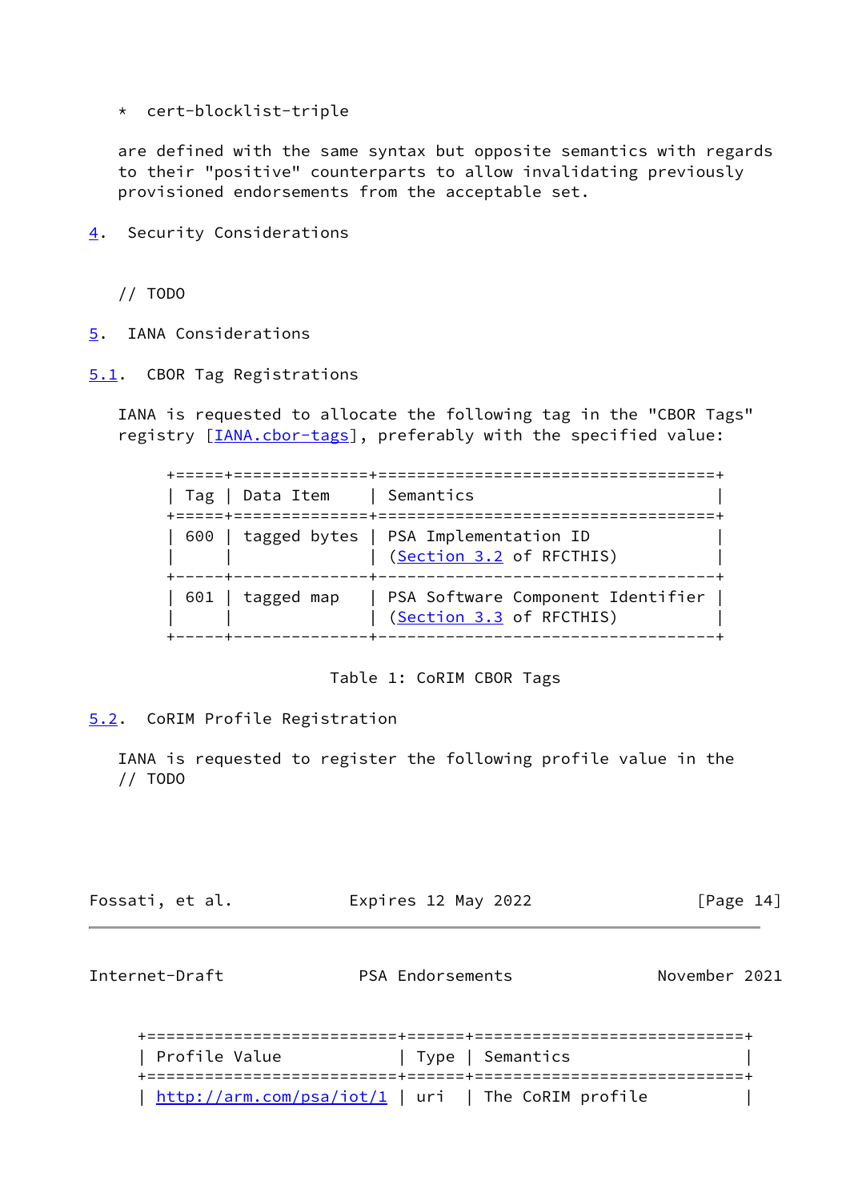* cert-blocklist-triple

are defined with the same syntax but opposite semantics with regards to their "positive" counterparts to allow invalidating previously provisioned endorsements from the acceptable set.

## 4. Security Considerations

// TODO

## 5. IANA Considerations

### 5.1. CBOR Tag Registrations

IANA is requested to allocate the following tag in the "CBOR Tags" registry [IANA.cbor-tags], preferably with the specified value:

| Tag | Data Item | Semantics |
|---|---|---|
| 600 | tagged bytes | PSA Implementation ID (Section 3.2 of RFCTHIS) |
| 601 | tagged map | PSA Software Component Identifier (Section 3.3 of RFCTHIS) |

Table 1: CoRIM CBOR Tags

### 5.2. CoRIM Profile Registration

IANA is requested to register the following profile value in the
// TODO

| Profile Value | Type | Semantics |
|---|---|---|
| http://arm.com/psa/iot/1 | uri | The CoRIM profile |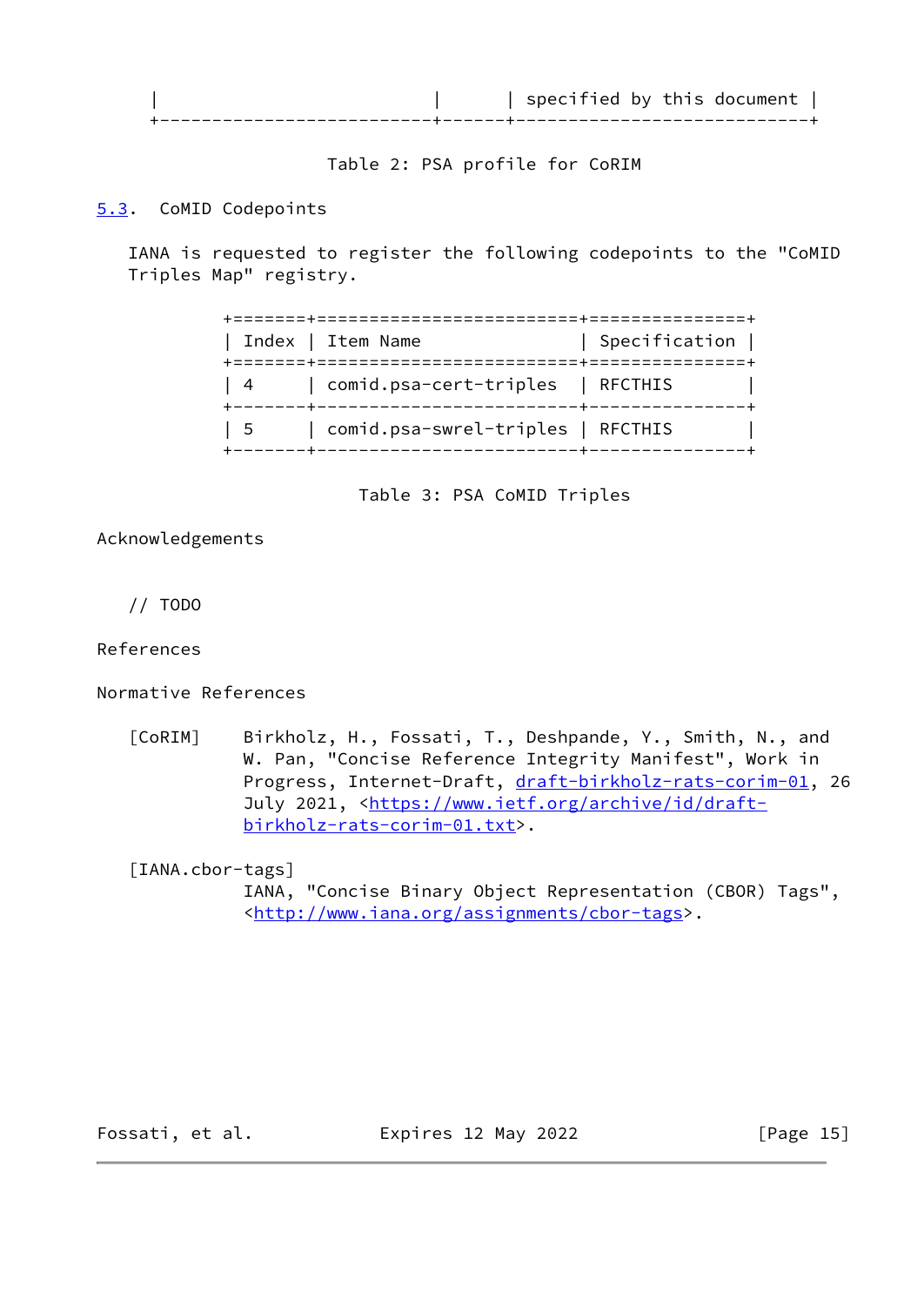|  |  | specified by this document |
| --- | --- | --- |

Table 2: PSA profile for CoRIM

## 5.3. CoMID Codepoints

IANA is requested to register the following codepoints to the "CoMID Triples Map" registry.

| Index | Item Name | Specification |
| --- | --- | --- |
| 4 | comid.psa-cert-triples | RFCTHIS |
| 5 | comid.psa-swrel-triples | RFCTHIS |

Table 3: PSA CoMID Triples

# Acknowledgements

// TODO

# References

## Normative References

[CoRIM] Birkholz, H., Fossati, T., Deshpande, Y., Smith, N., and W. Pan, "Concise Reference Integrity Manifest", Work in Progress, Internet-Draft, draft-birkholz-rats-corim-01, 26 July 2021, <https://www.ietf.org/archive/id/draft-birkholz-rats-corim-01.txt>.

[IANA.cbor-tags] IANA, "Concise Binary Object Representation (CBOR) Tags", <http://www.iana.org/assignments/cbor-tags>.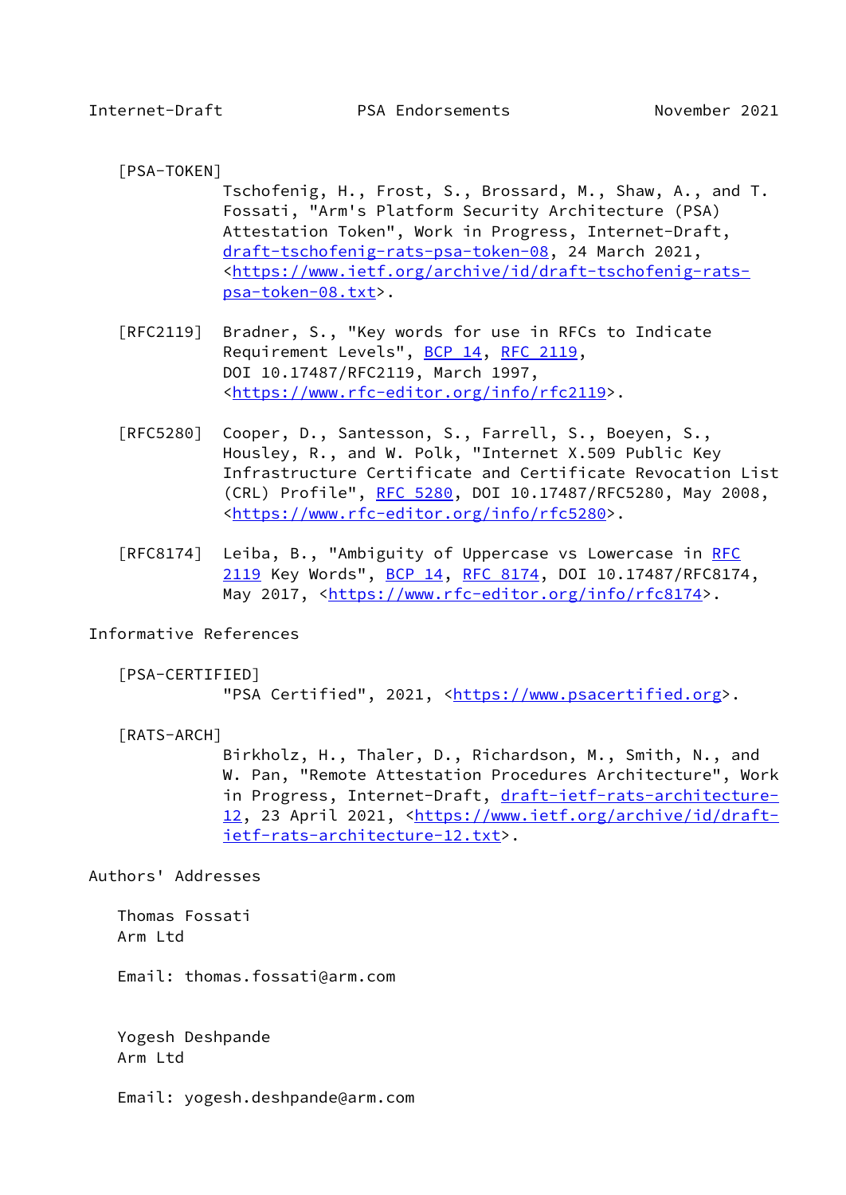[PSA-TOKEN]
Tschofenig, H., Frost, S., Brossard, M., Shaw, A., and T. Fossati, "Arm's Platform Security Architecture (PSA) Attestation Token", Work in Progress, Internet-Draft, draft-tschofenig-rats-psa-token-08, 24 March 2021, <https://www.ietf.org/archive/id/draft-tschofenig-rats-psa-token-08.txt>.

[RFC2119] Bradner, S., "Key words for use in RFCs to Indicate Requirement Levels", BCP 14, RFC 2119, DOI 10.17487/RFC2119, March 1997, <https://www.rfc-editor.org/info/rfc2119>.

[RFC5280] Cooper, D., Santesson, S., Farrell, S., Boeyen, S., Housley, R., and W. Polk, "Internet X.509 Public Key Infrastructure Certificate and Certificate Revocation List (CRL) Profile", RFC 5280, DOI 10.17487/RFC5280, May 2008, <https://www.rfc-editor.org/info/rfc5280>.

[RFC8174] Leiba, B., "Ambiguity of Uppercase vs Lowercase in RFC 2119 Key Words", BCP 14, RFC 8174, DOI 10.17487/RFC8174, May 2017, <https://www.rfc-editor.org/info/rfc8174>.

## Informative References

[PSA-CERTIFIED]
"PSA Certified", 2021, <https://www.psacertified.org>.

[RATS-ARCH]
Birkholz, H., Thaler, D., Richardson, M., Smith, N., and W. Pan, "Remote Attestation Procedures Architecture", Work in Progress, Internet-Draft, draft-ietf-rats-architecture-12, 23 April 2021, <https://www.ietf.org/archive/id/draft-ietf-rats-architecture-12.txt>.

## Authors' Addresses

Thomas Fossati
Arm Ltd

Email: thomas.fossati@arm.com

Yogesh Deshpande
Arm Ltd

Email: yogesh.deshpande@arm.com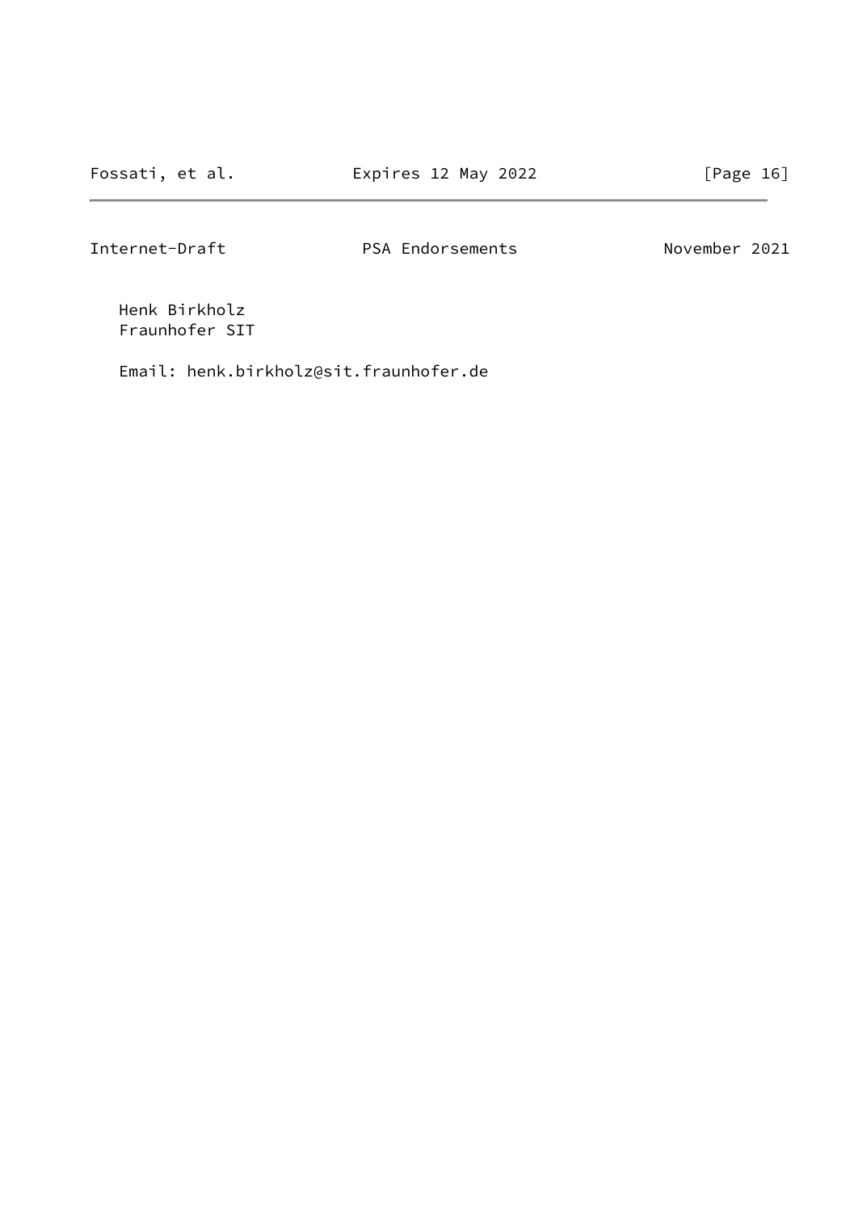Henk Birkholz
Fraunhofer SIT

Email: henk.birkholz@sit.fraunhofer.de